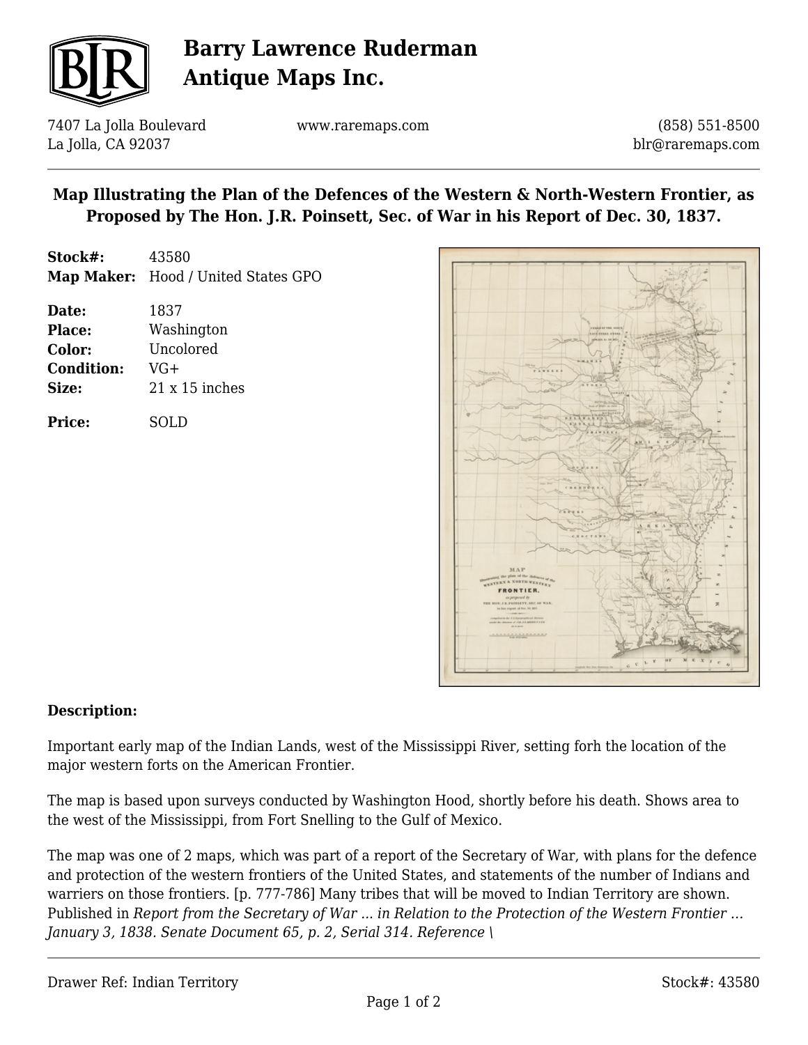# Barry Lawrence Ruderman Antique Maps Inc.

7407 La Jolla Boulevard
La Jolla, CA 92037

www.raremaps.com

(858) 551-8500
blr@raremaps.com

## Map Illustrating the Plan of the Defences of the Western & North-Western Frontier, as Proposed by The Hon. J.R. Poinsett, Sec. of War in his Report of Dec. 30, 1837.

**Stock#:** 43580
**Map Maker:** Hood / United States GPO

**Date:** 1837
**Place:** Washington
**Color:** Uncolored
**Condition:** VG+
**Size:** 21 x 15 inches

**Price:** SOLD

**Description:**

Important early map of the Indian Lands, west of the Mississippi River, setting forh the location of the major western forts on the American Frontier.

The map is based upon surveys conducted by Washington Hood, shortly before his death. Shows area to the west of the Mississippi, from Fort Snelling to the Gulf of Mexico.

The map was one of 2 maps, which was part of a report of the Secretary of War, with plans for the defence and protection of the western frontiers of the United States, and statements of the number of Indians and warriers on those frontiers. [p. 777-786] Many tribes that will be moved to Indian Territory are shown. Published in *Report from the Secretary of War ... in Relation to the Protection of the Western Frontier ... January 3, 1838. Senate Document 65, p. 2, Serial 314. Reference \*

Drawer Ref: Indian Territory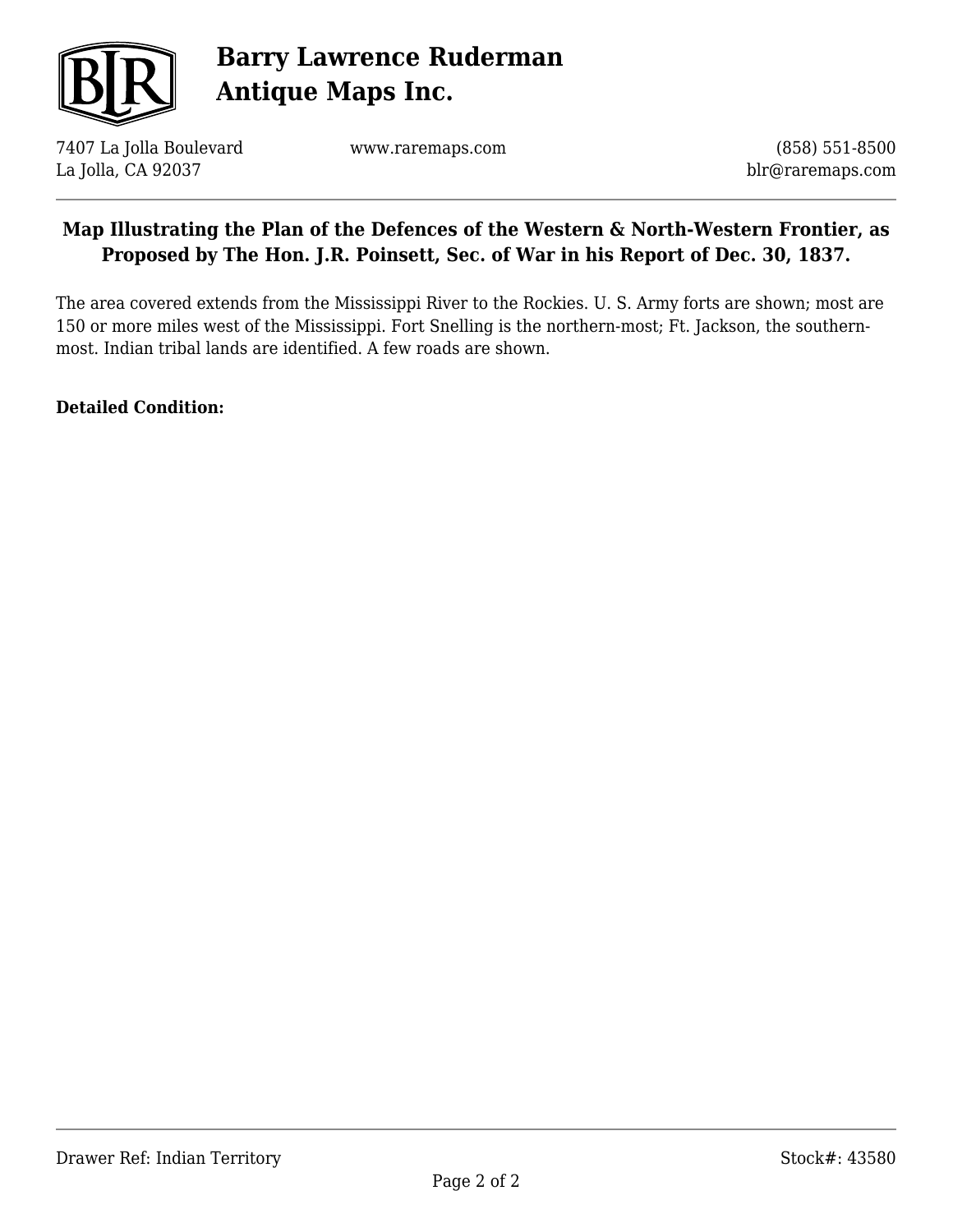**Map Illustrating the Plan of the Defences of the Western & North-Western Frontier, as Proposed by The Hon. J.R. Poinsett, Sec. of War in his Report of Dec. 30, 1837.**

The area covered extends from the Mississippi River to the Rockies. U. S. Army forts are shown; most are 150 or more miles west of the Mississippi. Fort Snelling is the northern-most; Ft. Jackson, the southern-most. Indian tribal lands are identified. A few roads are shown.

**Detailed Condition:**